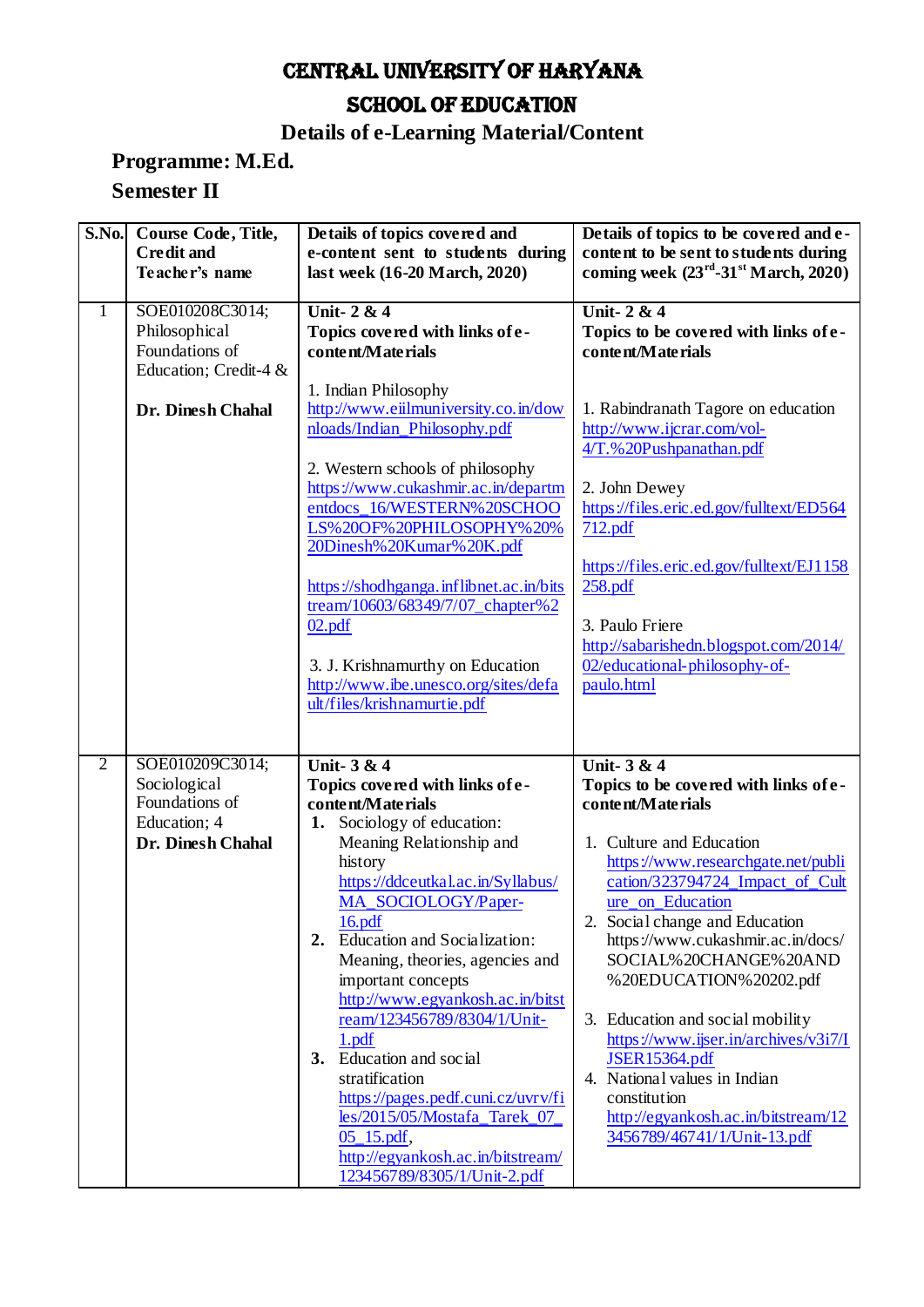# CENTRAL UNIVERSITY OF HARYANA

## SCHOOL OF EDUCATION

### Details of e-Learning Material/Content

**Programme: M.Ed.**

**Semester II**

| S.No. | Course Code, Title, Credit and Teacher's name | Details of topics covered and e-content sent to students during last week (16-20 March, 2020) | Details of topics to be covered and e-content to be sent to students during coming week (23rd-31st March, 2020) |
|---|---|---|---|
| 1 | SOE010208C3014; Philosophical Foundations of Education; Credit-4 & **Dr. Dinesh Chahal** | **Unit- 2 & 4** **Topics covered with links of e-content/Materials** 1. Indian Philosophy http://www.eiilmuniversity.co.in/downloads/Indian_Philosophy.pdf 2. Western schools of philosophy https://www.cukashmir.ac.in/departmentdocs_16/WESTERN%20SCHOOLS%20OF%20PHILOSOPHY%20%20Dinesh%20Kumar%20K.pdf https://shodhganga.inflibnet.ac.in/bitstream/10603/68349/7/07_chapter%202.pdf 3. J. Krishnamurthy on Education http://www.ibe.unesco.org/sites/default/files/krishnamurtie.pdf | **Unit- 2 & 4** **Topics to be covered with links of e-content/Materials** 1. Rabindranath Tagore on education http://www.ijcrar.com/vol-4/T.%20Pushpanathan.pdf 2. John Dewey https://files.eric.ed.gov/fulltext/ED564712.pdf https://files.eric.ed.gov/fulltext/EJ1158258.pdf 3. Paulo Friere http://sabarishedn.blogspot.com/2014/02/educational-philosophy-of-paulo.html |
| 2 | SOE010209C3014; Sociological Foundations of Education; 4 **Dr. Dinesh Chahal** | **Unit- 3 & 4** **Topics covered with links of e-content/Materials** 1. Sociology of education: Meaning Relationship and history https://ddceutkal.ac.in/Syllabus/MA_SOCIOLOGY/Paper-16.pdf 2. Education and Socialization: Meaning, theories, agencies and important concepts http://www.egyankosh.ac.in/bitstream/123456789/8304/1/Unit-1.pdf 3. Education and social stratification https://pages.pedf.cuni.cz/uvrv/files/2015/05/Mostafa_Tarek_07_05_15.pdf, http://egyankosh.ac.in/bitstream/123456789/8305/1/Unit-2.pdf | **Unit- 3 & 4** **Topics to be covered with links of e-content/Materials** 1. Culture and Education https://www.researchgate.net/publication/323794724_Impact_of_Culture_on_Education 2. Social change and Education https://www.cukashmir.ac.in/docs/SOCIAL%20CHANGE%20AND%20EDUCATION%20202.pdf 3. Education and social mobility https://www.ijser.in/archives/v3i7/IJSER15364.pdf 4. National values in Indian constitution http://egyankosh.ac.in/bitstream/123456789/46741/1/Unit-13.pdf |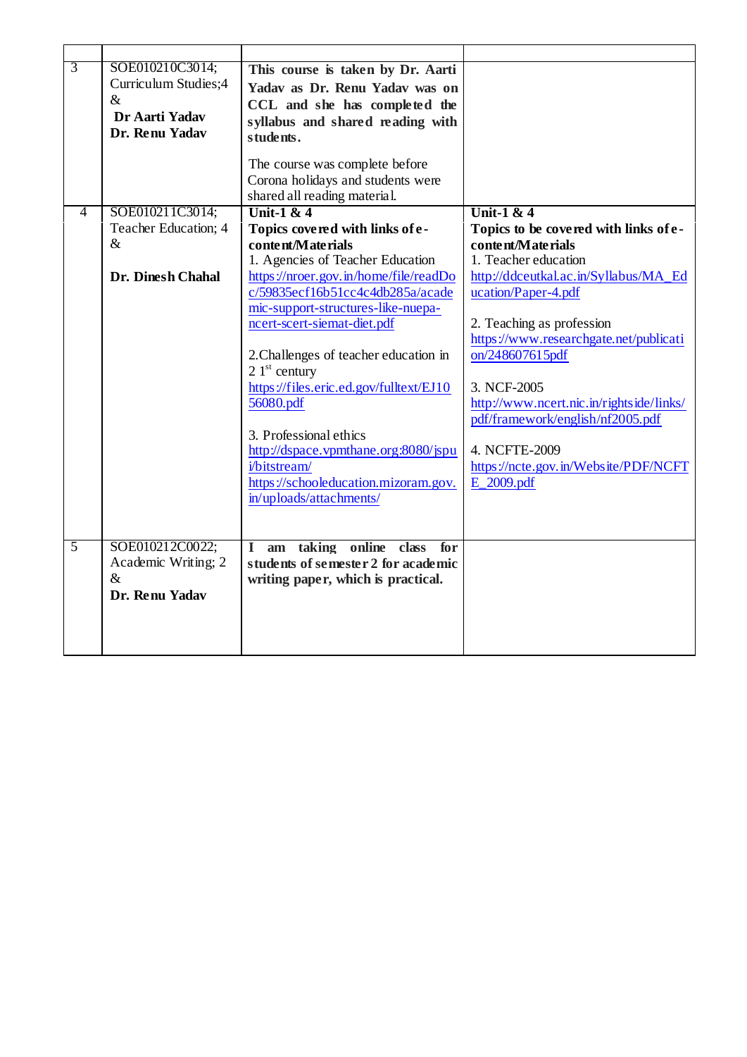| | | | |
|---|---|---|---|
| 3 | SOE010210C3014; Curriculum Studies;4 & **Dr Aarti Yadav** **Dr. Renu Yadav** | **This course is taken by Dr. Aarti Yadav as Dr. Renu Yadav was on CCL and she has completed the syllabus and shared reading with students.**<br><br>The course was complete before Corona holidays and students were shared all reading material. | |
| 4 | SOE010211C3014; Teacher Education; 4 & **Dr. Dinesh Chahal** | **Unit-1 & 4**<br>**Topics covered with links of e-content/Materials**<br>1. Agencies of Teacher Education<br>https://nroer.gov.in/home/file/readDoc/59835ecf16b51cc4c4db285a/academic-support-structures-like-nuepa-ncert-scert-siemat-diet.pdf<br><br>2.Challenges of teacher education in 21st century<br>https://files.eric.ed.gov/fulltext/EJ1056080.pdf<br><br>3. Professional ethics<br>http://dspace.vpmthane.org:8080/jspui/bitstream/<br>https://schooleducation.mizoram.gov.in/uploads/attachments/ | **Unit-1 & 4**<br>**Topics to be covered with links of e-content/Materials**<br>1. Teacher education<br>http://ddceutkal.ac.in/Syllabus/MA_Education/Paper-4.pdf<br><br>2. Teaching as profession<br>https://www.researchgate.net/publication/248607615pdf<br><br>3. NCF-2005<br>http://www.ncert.nic.in/rightside/links/pdf/framework/english/nf2005.pdf<br><br>4. NCFTE-2009<br>https://ncte.gov.in/Website/PDF/NCFTE_2009.pdf |
| 5 | SOE010212C0022; Academic Writing; 2 & **Dr. Renu Yadav** | **I am taking online class for students of semester 2 for academic writing paper, which is practical.** | |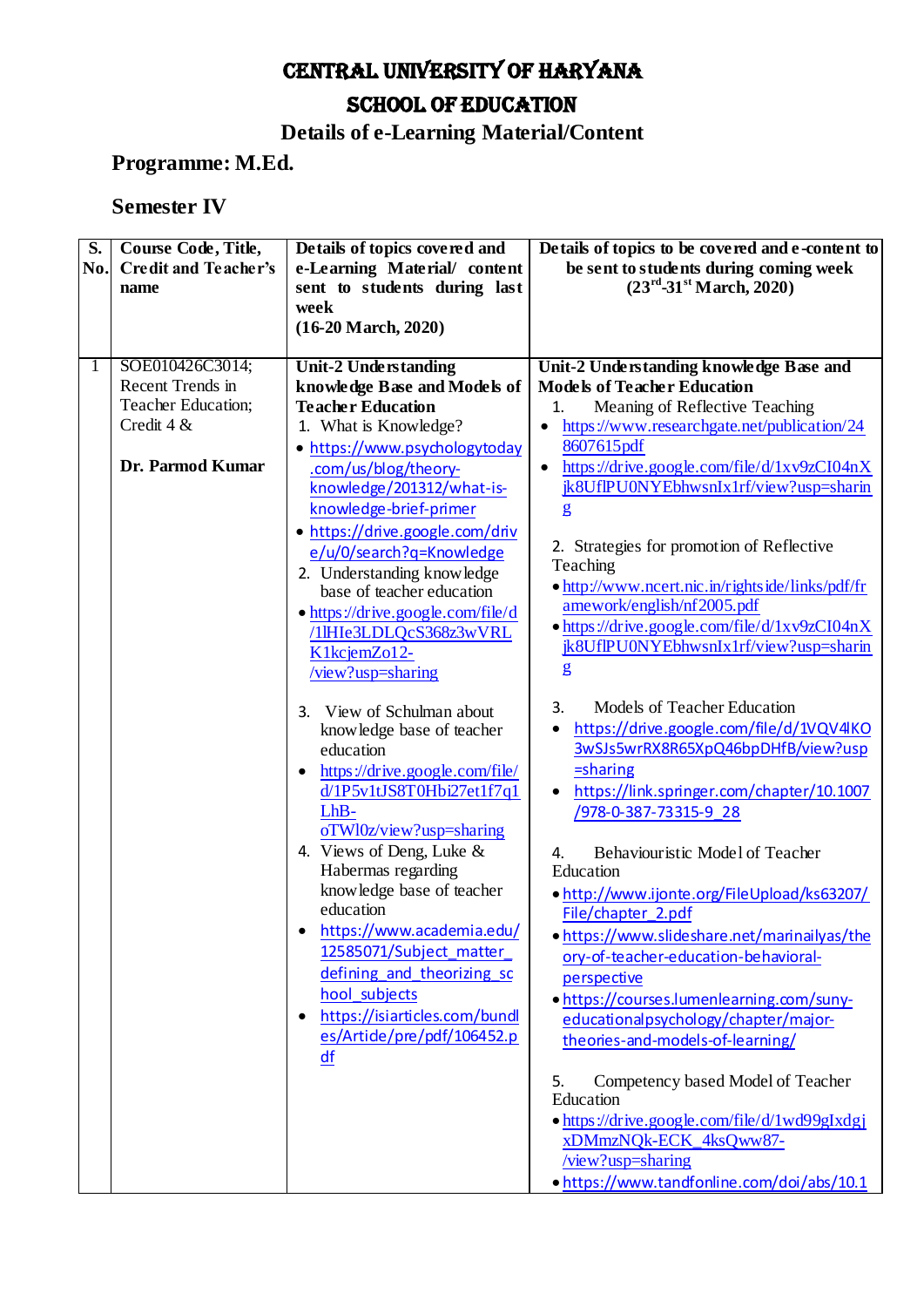# CENTRAL UNIVERSITY OF HARYANA

## SCHOOL OF EDUCATION

### Details of e-Learning Material/Content

**Programme: M.Ed.**

**Semester IV**

| S. No. | Course Code, Title, Credit and Teacher's name | Details of topics covered and e-Learning Material/ content sent to students during last week (16-20 March, 2020) | Details of topics to be covered and e-content to be sent to students during coming week (23rd-31st March, 2020) |
|---|---|---|---|
| 1 | SOE010426C3014; Recent Trends in Teacher Education; Credit 4 & **Dr. Parmod Kumar** | **Unit-2 Understanding knowledge Base and Models of Teacher Education**<br>1. What is Knowledge?<br>• https://www.psychologytoday.com/us/blog/theory-knowledge/201312/what-is-knowledge-brief-primer<br>• https://drive.google.com/drive/u/0/search?q=Knowledge<br>2. Understanding knowledge base of teacher education<br>• https://drive.google.com/file/d/1lHIe3LDLQcS368z3wVRLK1kcjemZo12-/view?usp=sharing<br>3. View of Schulman about knowledge base of teacher education<br>• https://drive.google.com/file/d/1P5v1tJS8T0Hbi27et1f7q1LhB-oTWl0z/view?usp=sharing<br>4. Views of Deng, Luke & Habermas regarding knowledge base of teacher education<br>• https://www.academia.edu/12585071/Subject_matter_defining_and_theorizing_school_subjects<br>• https://isiarticles.com/bundles/Article/pre/pdf/106452.pdf | **Unit-2 Understanding knowledge Base and Models of Teacher Education**<br>1. Meaning of Reflective Teaching<br>• https://www.researchgate.net/publication/248607615pdf<br>• https://drive.google.com/file/d/1xv9zCI04nXjk8UflPU0NYEbhwsnIx1rf/view?usp=sharing<br>2. Strategies for promotion of Reflective Teaching<br>• http://www.ncert.nic.in/rightside/links/pdf/framework/english/nf2005.pdf<br>• https://drive.google.com/file/d/1xv9zCI04nXjk8UflPU0NYEbhwsnIx1rf/view?usp=sharing<br>3. Models of Teacher Education<br>• https://drive.google.com/file/d/1VQV4lKO3wSJs5wrRX8R65XpQ46bpDHfB/view?usp=sharing<br>• https://link.springer.com/chapter/10.1007/978-0-387-73315-9_28<br>4. Behaviouristic Model of Teacher Education<br>• http://www.ijonte.org/FileUpload/ks63207/File/chapter_2.pdf<br>• https://www.slideshare.net/marinailyas/theory-of-teacher-education-behavioral-perspective<br>• https://courses.lumenlearning.com/suny-educationalpsychology/chapter/major-theories-and-models-of-learning/<br>5. Competency based Model of Teacher Education<br>• https://drive.google.com/file/d/1wd99gIxdgjxDMmzNQk-ECK_4ksQww87-/view?usp=sharing<br>• https://www.tandfonline.com/doi/abs/10.1 |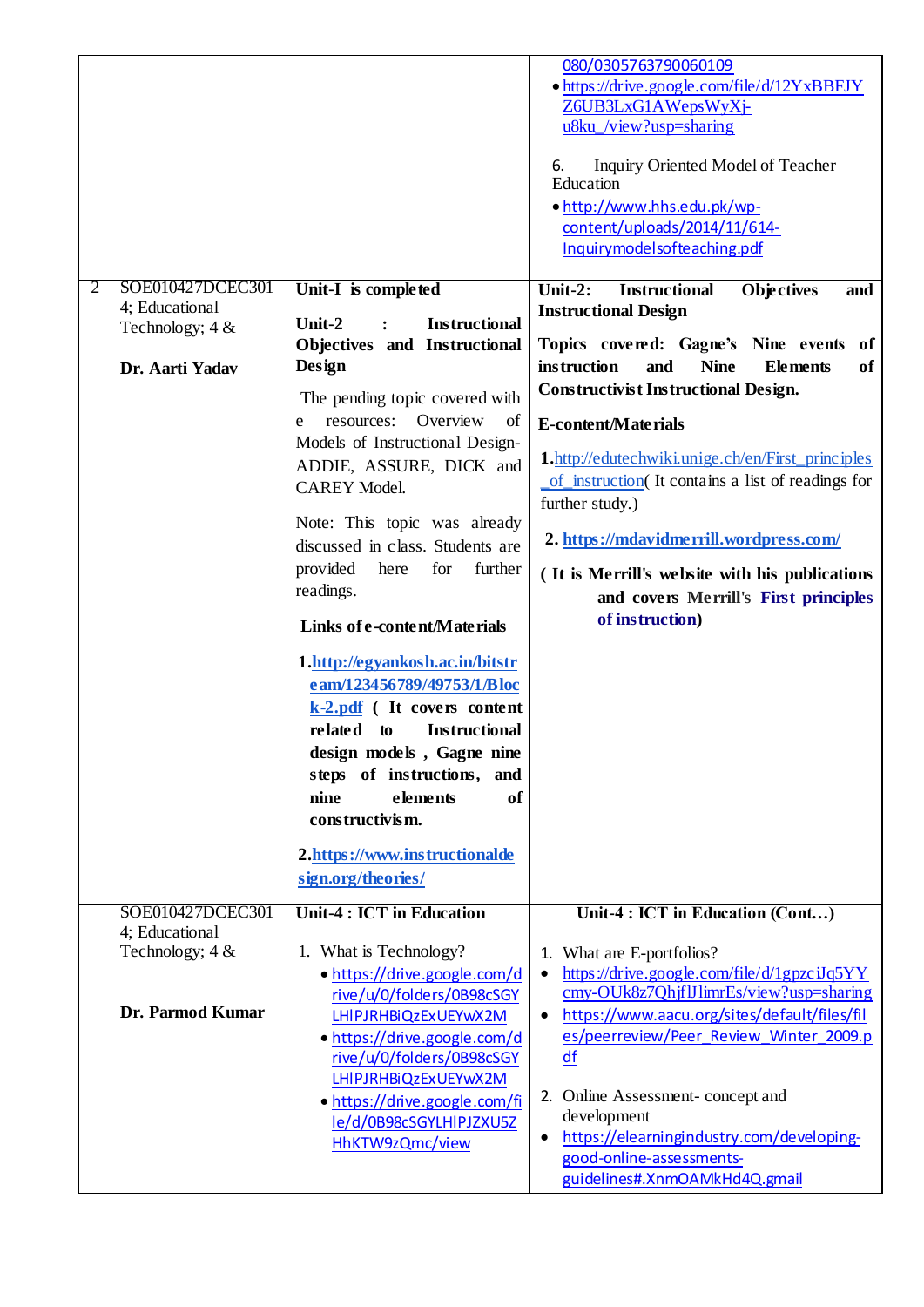| | | | |
|---|---|---|---|
| | | | 080/0305763790060109<br>• https://drive.google.com/file/d/12YxBBFJYZ6UB3LxG1AWepsWyXj-u8ku_/view?usp=sharing<br><br>6. Inquiry Oriented Model of Teacher Education<br>• http://www.hhs.edu.pk/wp-content/uploads/2014/11/614-Inquirymodelsofteaching.pdf |
| 2 | SOE010427DCEC3014; Educational Technology; 4 &<br><br>**Dr. Aarti Yadav** | **Unit-I is completed**<br><br>**Unit-2 : Instructional Objectives and Instructional Design**<br><br>The pending topic covered with e resources: Overview of Models of Instructional Design- ADDIE, ASSURE, DICK and CAREY Model.<br><br>Note: This topic was already discussed in class. Students are provided here for further readings.<br><br>**Links of e-content/Materials**<br><br>**1.http://egyankosh.ac.in/bitstream/123456789/49753/1/Block-2.pdf ( It covers content related to Instructional design models , Gagne nine steps of instructions, and nine elements of constructivism.**<br><br>**2.https://www.instructionaldesign.org/theories/** | **Unit-2: Instructional Objectives and Instructional Design**<br><br>**Topics covered: Gagne's Nine events of instruction and Nine Elements of Constructivist Instructional Design.**<br><br>**E-content/Materials**<br><br>**1.**http://edutechwiki.unige.ch/en/First_principles_of_instruction( It contains a list of readings for further study.)<br><br>**2. https://mdavidmerrill.wordpress.com/**<br><br>**( It is Merrill's website with his publications and covers Merrill's First principles of instruction)** |
| | SOE010427DCEC3014; Educational Technology; 4 &<br><br>**Dr. Parmod Kumar** | **Unit-4 : ICT in Education**<br><br>1. What is Technology?<br>• https://drive.google.com/drive/u/0/folders/0B98cSGYLHlPJRHBiQzExUEYwX2M<br>• https://drive.google.com/drive/u/0/folders/0B98cSGYLHlPJRHBiQzExUEYwX2M<br>• https://drive.google.com/file/d/0B98cSGYLHlPJZXU5ZHhKTW9zQmc/view | **Unit-4 : ICT in Education (Cont…)**<br><br>1. What are E-portfolios?<br>• https://drive.google.com/file/d/1gpzciJq5YYcmy-OUk8z7QhjflJlimrEs/view?usp=sharing<br>• https://www.aacu.org/sites/default/files/files/peerreview/Peer_Review_Winter_2009.pdf<br><br>2. Online Assessment- concept and development<br>• https://elearningindustry.com/developing-good-online-assessments-guidelines#.XnmOAMkHd4Q.gmail |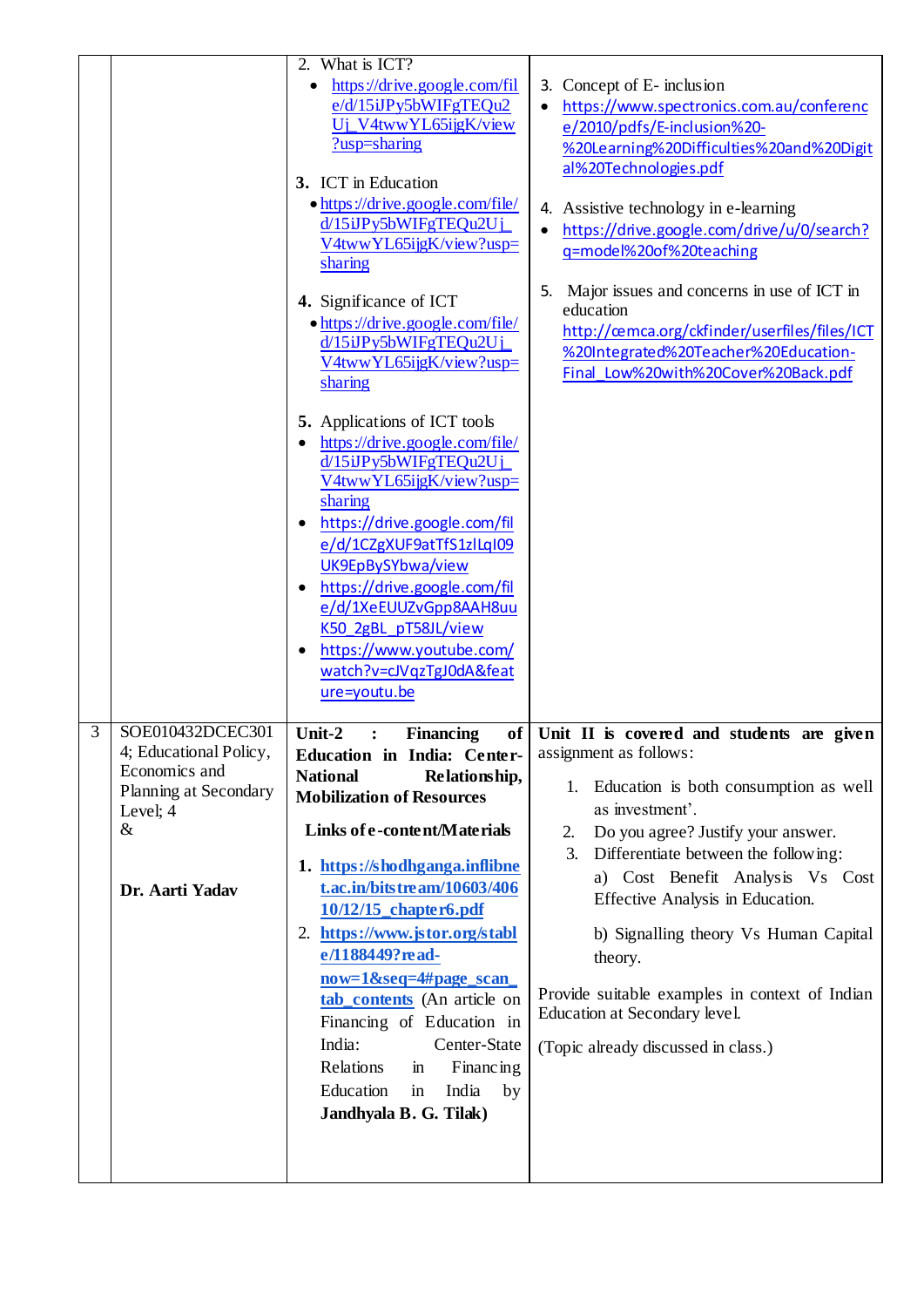| | | | |
|---|---|---|---|
| | | 2. What is ICT?<br>• https://drive.google.com/file/d/15iJPy5bWIFgTEQu2Uj_V4twwYL65ijgK/view?usp=sharing<br><br>**3.** ICT in Education<br>• https://drive.google.com/file/d/15iJPy5bWIFgTEQu2Uj_V4twwYL65ijgK/view?usp=sharing<br><br>**4.** Significance of ICT<br>• https://drive.google.com/file/d/15iJPy5bWIFgTEQu2Uj_V4twwYL65ijgK/view?usp=sharing<br><br>**5.** Applications of ICT tools<br>• https://drive.google.com/file/d/15iJPy5bWIFgTEQu2Uj_V4twwYL65ijgK/view?usp=sharing<br>• https://drive.google.com/file/d/1CZgXUF9atTfS1zlLqI09UK9EpBySYbwa/view<br>• https://drive.google.com/file/d/1XeEUUZvGpp8AAH8uuK50_2gBL_pT58JL/view<br>• https://www.youtube.com/watch?v=cJVqzTgJ0dA&feature=youtu.be | 3. Concept of E- inclusion<br>• https://www.spectronics.com.au/conference/2010/pdfs/E-inclusion%20-%20Learning%20Difficulties%20and%20Digital%20Technologies.pdf<br><br>4. Assistive technology in e-learning<br>• https://drive.google.com/drive/u/0/search?q=model%20of%20teaching<br><br>5. Major issues and concerns in use of ICT in education<br>http://cemca.org/ckfinder/userfiles/files/ICT%20Integrated%20Teacher%20Education-Final_Low%20with%20Cover%20Back.pdf |
| 3 | SOE010432DCEC3014; Educational Policy, Economics and Planning at Secondary Level; 4<br>&<br><br>**Dr. Aarti Yadav** | **Unit-2 : Financing of Education in India: Center-National Relationship, Mobilization of Resources**<br><br>**Links of e-content/Materials**<br><br>**1. https://shodhganga.inflibnet.ac.in/bitstream/10603/40610/12/15_chapter6.pdf**<br>2. **https://www.jstor.org/stable/1188449?read-now=1&seq=4#page_scan_tab_contents** (An article on Financing of Education in India: Center-State Relations in Financing Education in India by **Jandhyala B. G. Tilak)** | **Unit II is covered and students are given** assignment as follows:<br><br>1. Education is both consumption as well as investment'.<br>2. Do you agree? Justify your answer.<br>3. Differentiate between the following:<br>a) Cost Benefit Analysis Vs Cost Effective Analysis in Education.<br>b) Signalling theory Vs Human Capital theory.<br><br>Provide suitable examples in context of Indian Education at Secondary level.<br><br>(Topic already discussed in class.) |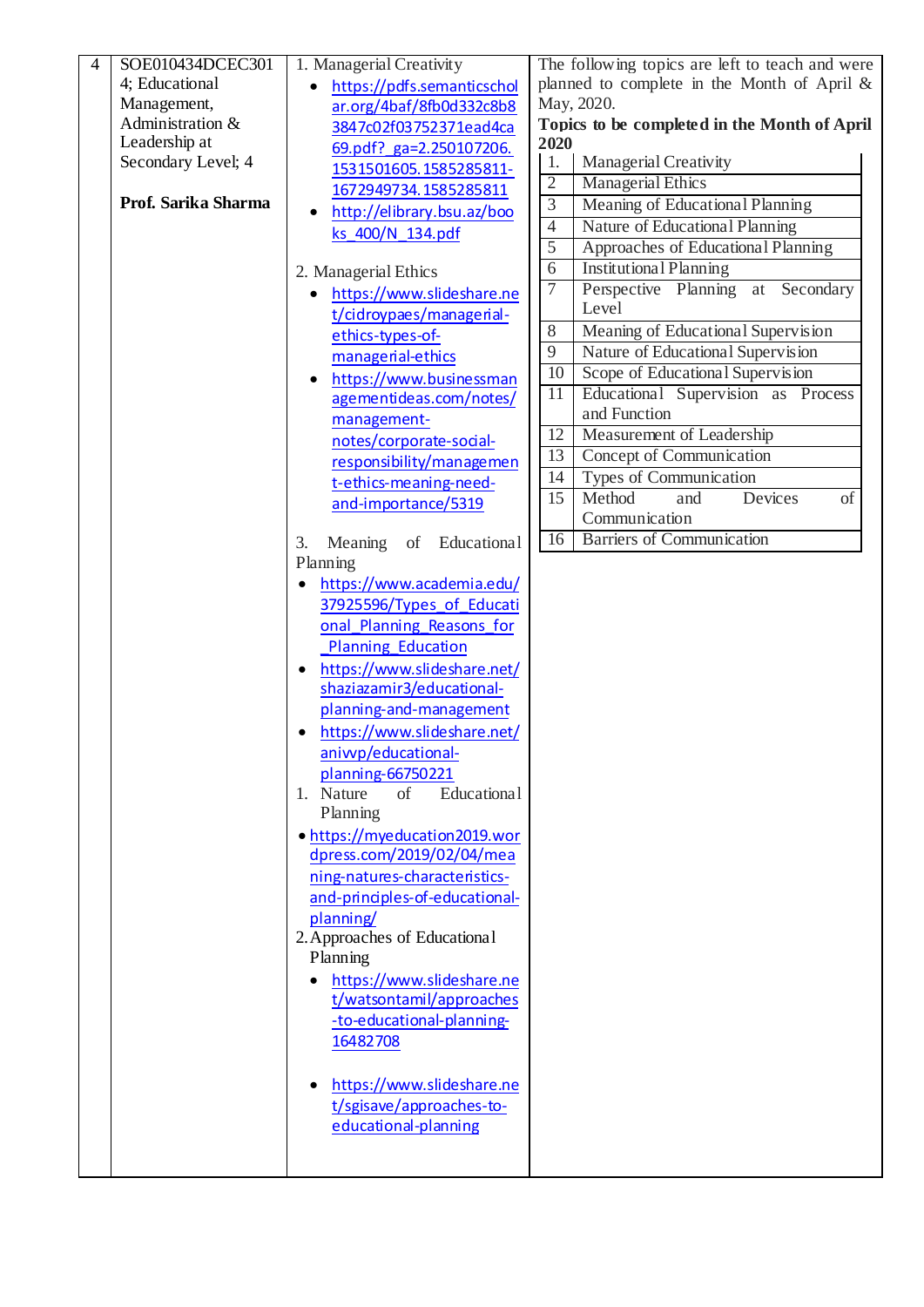| 4 | SOE010434DCEC3014; Educational Management, Administration & Leadership at Secondary Level; 4<br><br>**Prof. Sarika Sharma** | 1. Managerial Creativity<br>• https://pdfs.semanticscholar.org/4baf/8fb0d332c8b83847c02f03752371ead4ca69.pdf?_ga=2.250107206.1531501605.1585285811-1672949734.1585285811<br>• http://elibrary.bsu.az/books_400/N_134.pdf<br><br>2. Managerial Ethics<br>• https://www.slideshare.net/cidroypaes/managerial-ethics-types-of-managerial-ethics<br>• https://www.businessmanagementideas.com/notes/management-notes/corporate-social-responsibility/management-ethics-meaning-need-and-importance/5319<br><br>3. Meaning of Educational Planning<br>• https://www.academia.edu/37925596/Types_of_Educational_Planning_Reasons_for_Planning_Education<br>• https://www.slideshare.net/shaziazamir3/educational-planning-and-management<br>• https://www.slideshare.net/anivvp/educational-planning-66750221<br>1. Nature of Educational Planning<br>• https://myeducation2019.wordpress.com/2019/02/04/meaning-natures-characteristics-and-principles-of-educational-planning/<br>2. Approaches of Educational Planning<br>• https://www.slideshare.net/watsontamil/approaches-to-educational-planning-16482708<br><br>• https://www.slideshare.net/sgisave/approaches-to-educational-planning | The following topics are left to teach and were planned to complete in the Month of April & May, 2020.<br>**Topics to be completed in the Month of April 2020**<br>1. Managerial Creativity<br>2. Managerial Ethics<br>3. Meaning of Educational Planning<br>4. Nature of Educational Planning<br>5. Approaches of Educational Planning<br>6. Institutional Planning<br>7. Perspective Planning at Secondary Level<br>8. Meaning of Educational Supervision<br>9. Nature of Educational Supervision<br>10. Scope of Educational Supervision<br>11. Educational Supervision as Process and Function<br>12. Measurement of Leadership<br>13. Concept of Communication<br>14. Types of Communication<br>15. Method and Devices of Communication<br>16. Barriers of Communication |
|---|---|---|---|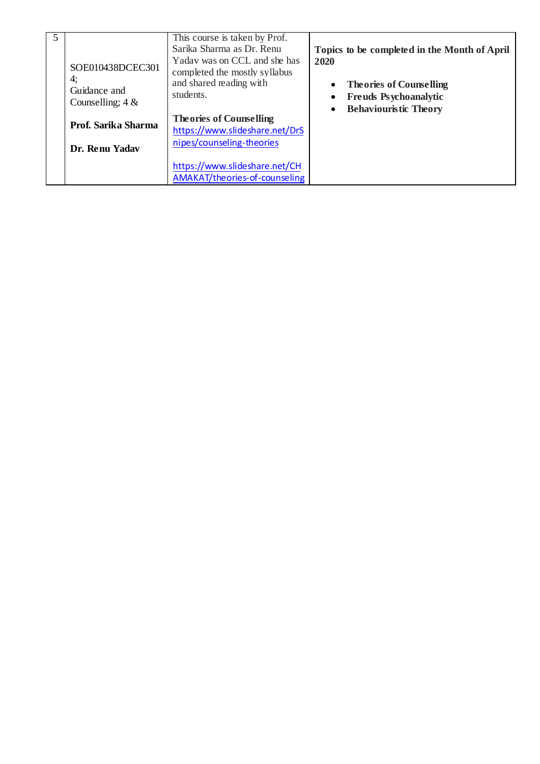| | | | |
|---|---|---|---|
| 5 | SOE010438DCEC3014; Guidance and Counselling; 4 & **Prof. Sarika Sharma** **Dr. Renu Yadav** | This course is taken by Prof. Sarika Sharma as Dr. Renu Yadav was on CCL and she has completed the mostly syllabus and shared reading with students. **Theories of Counselling** https://www.slideshare.net/DrSnipes/counseling-theories https://www.slideshare.net/CHAMAKAT/theories-of-counseling | **Topics to be completed in the Month of April 2020** • **Theories of Counselling** • **Freuds Psychoanalytic** • **Behaviouristic Theory** |